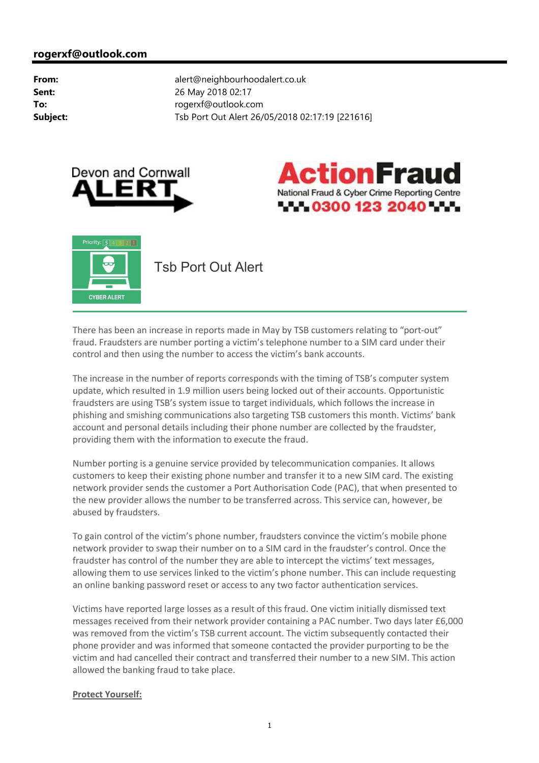**rogerxf@outlook.com**

| | |
|---|---|
| **From:** | alert@neighbourhoodalert.co.uk |
| **Sent:** | 26 May 2018 02:17 |
| **To:** | rogerxf@outlook.com |
| **Subject:** | Tsb Port Out Alert 26/05/2018 02:17:19 [221616] |

Devon and Cornwall ALERT

ActionFraud
National Fraud & Cyber Crime Reporting Centre
0300 123 2040

Priority: 5 4 3 2 1

CYBER ALERT

# Tsb Port Out Alert

There has been an increase in reports made in May by TSB customers relating to "port-out" fraud. Fraudsters are number porting a victim's telephone number to a SIM card under their control and then using the number to access the victim's bank accounts.

The increase in the number of reports corresponds with the timing of TSB's computer system update, which resulted in 1.9 million users being locked out of their accounts. Opportunistic fraudsters are using TSB's system issue to target individuals, which follows the increase in phishing and smishing communications also targeting TSB customers this month. Victims' bank account and personal details including their phone number are collected by the fraudster, providing them with the information to execute the fraud.

Number porting is a genuine service provided by telecommunication companies. It allows customers to keep their existing phone number and transfer it to a new SIM card. The existing network provider sends the customer a Port Authorisation Code (PAC), that when presented to the new provider allows the number to be transferred across. This service can, however, be abused by fraudsters.

To gain control of the victim's phone number, fraudsters convince the victim's mobile phone network provider to swap their number on to a SIM card in the fraudster's control. Once the fraudster has control of the number they are able to intercept the victims' text messages, allowing them to use services linked to the victim's phone number. This can include requesting an online banking password reset or access to any two factor authentication services.

Victims have reported large losses as a result of this fraud. One victim initially dismissed text messages received from their network provider containing a PAC number. Two days later £6,000 was removed from the victim's TSB current account. The victim subsequently contacted their phone provider and was informed that someone contacted the provider purporting to be the victim and had cancelled their contract and transferred their number to a new SIM. This action allowed the banking fraud to take place.

**Protect Yourself:**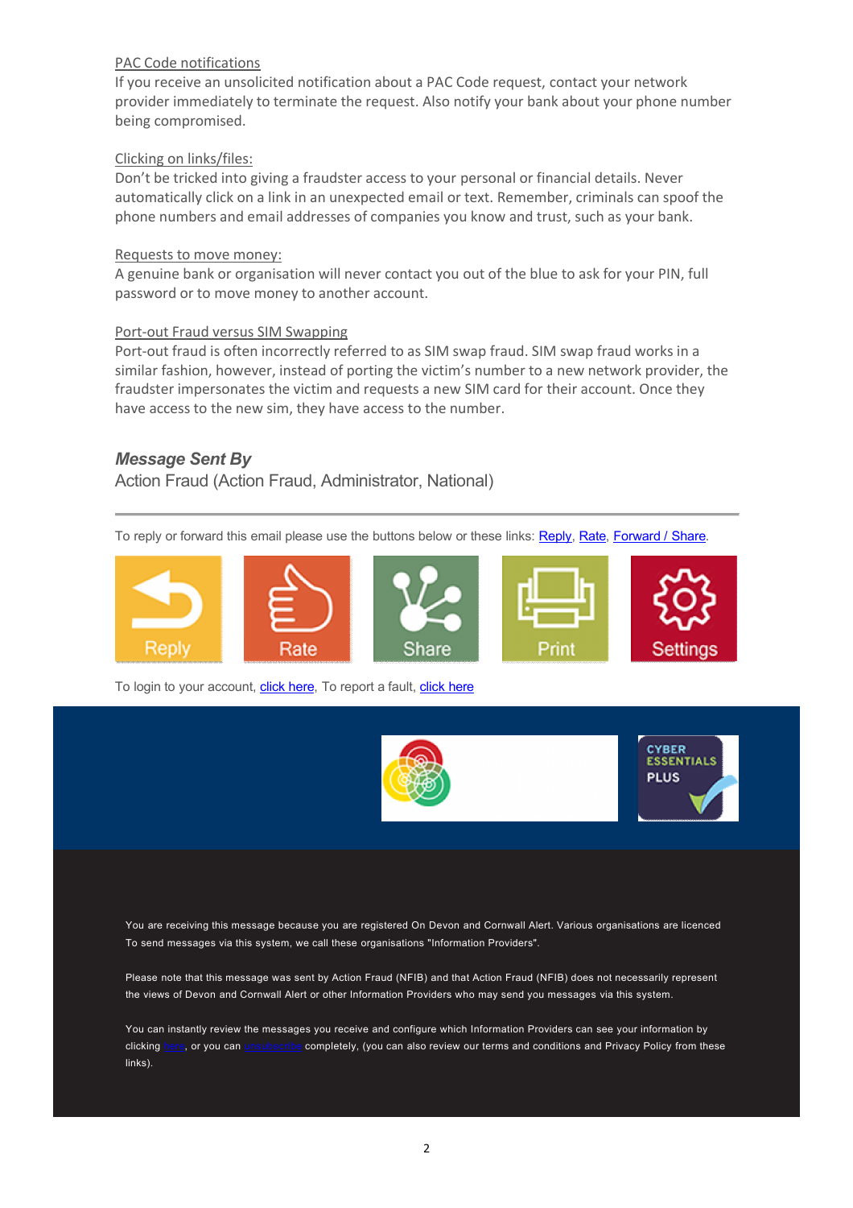PAC Code notifications

If you receive an unsolicited notification about a PAC Code request, contact your network provider immediately to terminate the request. Also notify your bank about your phone number being compromised.

Clicking on links/files:

Don't be tricked into giving a fraudster access to your personal or financial details. Never automatically click on a link in an unexpected email or text. Remember, criminals can spoof the phone numbers and email addresses of companies you know and trust, such as your bank.

Requests to move money:

A genuine bank or organisation will never contact you out of the blue to ask for your PIN, full password or to move money to another account.

Port-out Fraud versus SIM Swapping

Port-out fraud is often incorrectly referred to as SIM swap fraud. SIM swap fraud works in a similar fashion, however, instead of porting the victim's number to a new network provider, the fraudster impersonates the victim and requests a new SIM card for their account. Once they have access to the new sim, they have access to the number.

***Message Sent By***

Action Fraud (Action Fraud, Administrator, National)

---

To reply or forward this email please use the buttons below or these links: Reply, Rate, Forward / Share.

Reply Rate Share Print Settings

To login to your account, click here, To report a fault, click here

CYBER ESSENTIALS PLUS

You are receiving this message because you are registered On Devon and Cornwall Alert. Various organisations are licenced To send messages via this system, we call these organisations "Information Providers".

Please note that this message was sent by Action Fraud (NFIB) and that Action Fraud (NFIB) does not necessarily represent the views of Devon and Cornwall Alert or other Information Providers who may send you messages via this system.

You can instantly review the messages you receive and configure which Information Providers can see your information by clicking here, or you can unsubscribe completely, (you can also review our terms and conditions and Privacy Policy from these links).